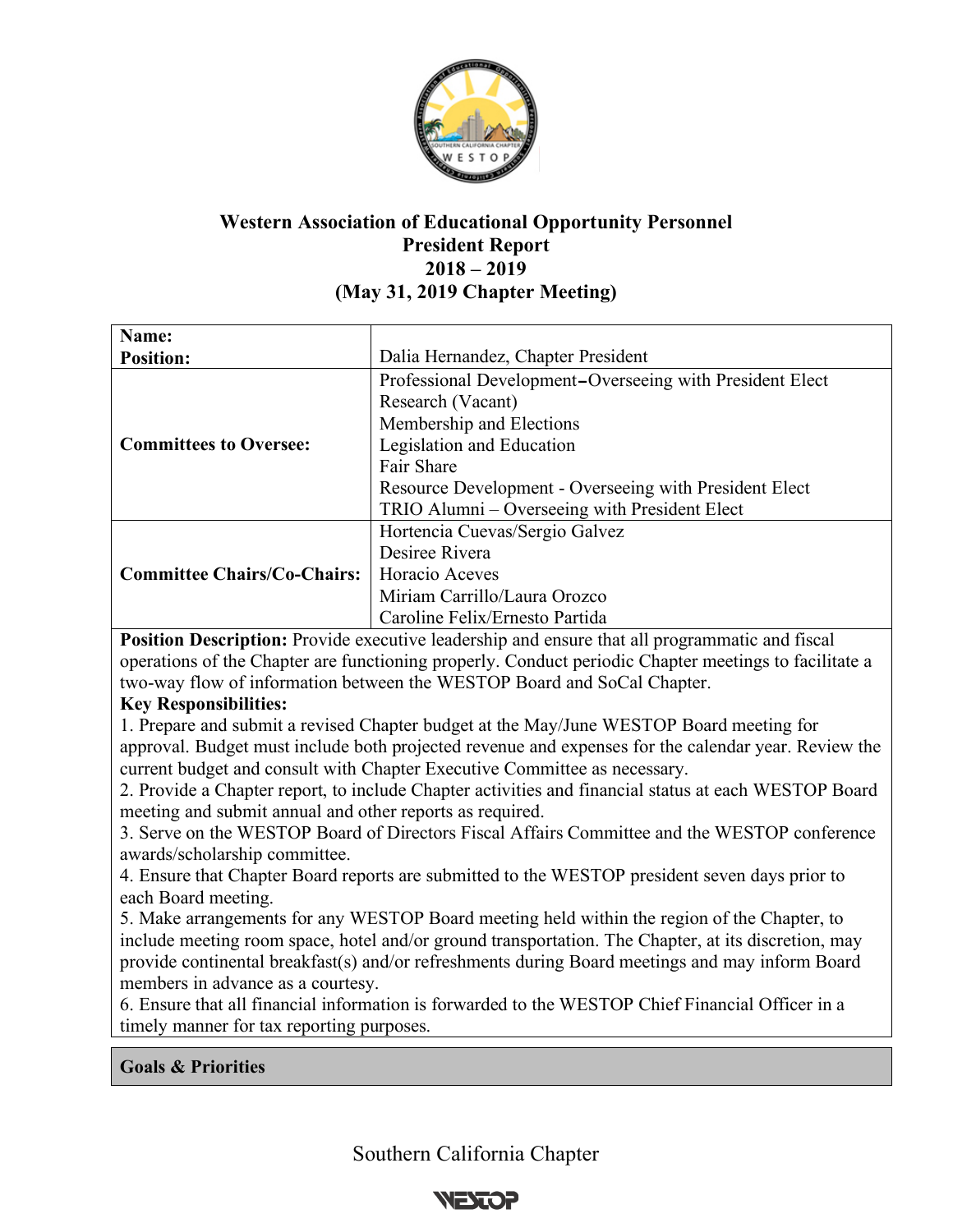# Western Association of Educational Opportunity Personnel
## President Report
## 2018 – 2019
## (May 31, 2019 Chapter Meeting)

| | |
|---|---|
| **Name:**<br>**Position:** | Dalia Hernandez, Chapter President |
| **Committees to Oversee:** | Professional Development–Overseeing with President Elect<br>Research (Vacant)<br>Membership and Elections<br>Legislation and Education<br>Fair Share<br>Resource Development - Overseeing with President Elect<br>TRIO Alumni – Overseeing with President Elect |
| **Committee Chairs/Co-Chairs:** | Hortencia Cuevas/Sergio Galvez<br>Desiree Rivera<br>Horacio Aceves<br>Miriam Carrillo/Laura Orozco<br>Caroline Felix/Ernesto Partida |

**Position Description:** Provide executive leadership and ensure that all programmatic and fiscal operations of the Chapter are functioning properly. Conduct periodic Chapter meetings to facilitate a two-way flow of information between the WESTOP Board and SoCal Chapter.

**Key Responsibilities:**

1. Prepare and submit a revised Chapter budget at the May/June WESTOP Board meeting for approval. Budget must include both projected revenue and expenses for the calendar year. Review the current budget and consult with Chapter Executive Committee as necessary.
2. Provide a Chapter report, to include Chapter activities and financial status at each WESTOP Board meeting and submit annual and other reports as required.
3. Serve on the WESTOP Board of Directors Fiscal Affairs Committee and the WESTOP conference awards/scholarship committee.
4. Ensure that Chapter Board reports are submitted to the WESTOP president seven days prior to each Board meeting.
5. Make arrangements for any WESTOP Board meeting held within the region of the Chapter, to include meeting room space, hotel and/or ground transportation. The Chapter, at its discretion, may provide continental breakfast(s) and/or refreshments during Board meetings and may inform Board members in advance as a courtesy.
6. Ensure that all financial information is forwarded to the WESTOP Chief Financial Officer in a timely manner for tax reporting purposes.

**Goals & Priorities**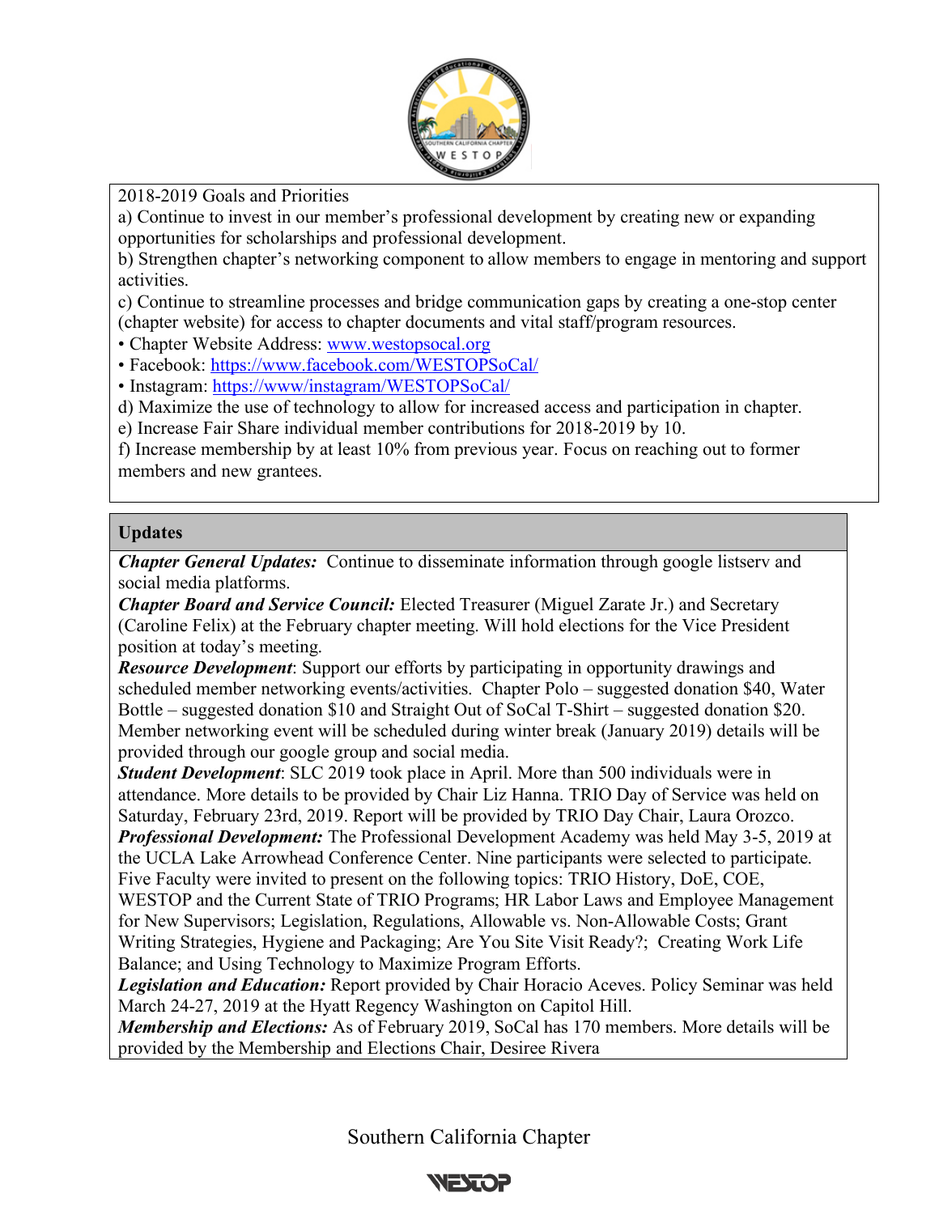2018-2019 Goals and Priorities

a) Continue to invest in our member's professional development by creating new or expanding opportunities for scholarships and professional development.

b) Strengthen chapter's networking component to allow members to engage in mentoring and support activities.

c) Continue to streamline processes and bridge communication gaps by creating a one-stop center (chapter website) for access to chapter documents and vital staff/program resources.

- Chapter Website Address: [www.westopsocal.org](http://www.westopsocal.org)
- Facebook: [https://www.facebook.com/WESTOPSoCal/](https://www.facebook.com/WESTOPSoCal/)
- Instagram: [https://www/instagram/WESTOPSoCal/](https://www/instagram/WESTOPSoCal/)

d) Maximize the use of technology to allow for increased access and participation in chapter.

e) Increase Fair Share individual member contributions for 2018-2019 by 10.

f) Increase membership by at least 10% from previous year. Focus on reaching out to former members and new grantees.

## Updates

***Chapter General Updates:*** Continue to disseminate information through google listserv and social media platforms.

***Chapter Board and Service Council:*** Elected Treasurer (Miguel Zarate Jr.) and Secretary (Caroline Felix) at the February chapter meeting. Will hold elections for the Vice President position at today's meeting.

***Resource Development***: Support our efforts by participating in opportunity drawings and scheduled member networking events/activities. Chapter Polo – suggested donation $40, Water Bottle – suggested donation $10 and Straight Out of SoCal T-Shirt – suggested donation $20. Member networking event will be scheduled during winter break (January 2019) details will be provided through our google group and social media.

***Student Development***: SLC 2019 took place in April. More than 500 individuals were in attendance. More details to be provided by Chair Liz Hanna. TRIO Day of Service was held on Saturday, February 23rd, 2019. Report will be provided by TRIO Day Chair, Laura Orozco.

***Professional Development:*** The Professional Development Academy was held May 3-5, 2019 at the UCLA Lake Arrowhead Conference Center. Nine participants were selected to participate. Five Faculty were invited to present on the following topics: TRIO History, DoE, COE, WESTOP and the Current State of TRIO Programs; HR Labor Laws and Employee Management for New Supervisors; Legislation, Regulations, Allowable vs. Non-Allowable Costs; Grant Writing Strategies, Hygiene and Packaging; Are You Site Visit Ready?; Creating Work Life Balance; and Using Technology to Maximize Program Efforts.

***Legislation and Education:*** Report provided by Chair Horacio Aceves. Policy Seminar was held March 24-27, 2019 at the Hyatt Regency Washington on Capitol Hill.

***Membership and Elections:*** As of February 2019, SoCal has 170 members. More details will be provided by the Membership and Elections Chair, Desiree Rivera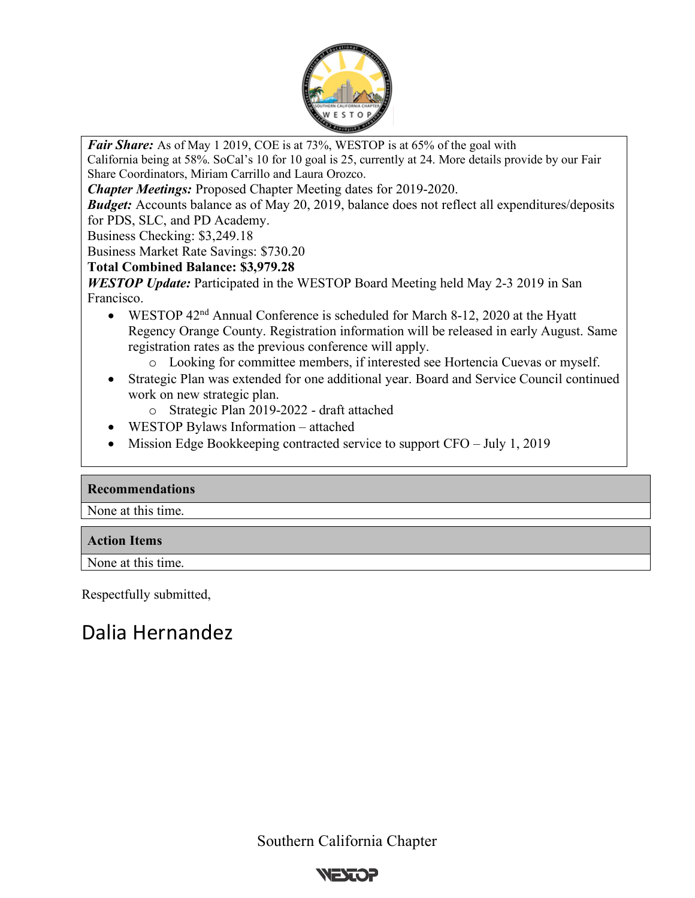***Fair Share:*** As of May 1 2019, COE is at 73%, WESTOP is at 65% of the goal with California being at 58%. SoCal's 10 for 10 goal is 25, currently at 24. More details provide by our Fair Share Coordinators, Miriam Carrillo and Laura Orozco.

***Chapter Meetings:*** Proposed Chapter Meeting dates for 2019-2020.

***Budget:*** Accounts balance as of May 20, 2019, balance does not reflect all expenditures/deposits for PDS, SLC, and PD Academy.

Business Checking: $3,249.18

Business Market Rate Savings: $730.20

**Total Combined Balance: $3,979.28**

***WESTOP Update:*** Participated in the WESTOP Board Meeting held May 2-3 2019 in San Francisco.

- WESTOP 42nd Annual Conference is scheduled for March 8-12, 2020 at the Hyatt Regency Orange County. Registration information will be released in early August. Same registration rates as the previous conference will apply.
  - Looking for committee members, if interested see Hortencia Cuevas or myself.
- Strategic Plan was extended for one additional year. Board and Service Council continued work on new strategic plan.
  - Strategic Plan 2019-2022 - draft attached
- WESTOP Bylaws Information – attached
- Mission Edge Bookkeeping contracted service to support CFO – July 1, 2019

| **Recommendations** |
|---|
| None at this time. |

| **Action Items** |
|---|
| None at this time. |

Respectfully submitted,

Dalia Hernandez

Southern California Chapter